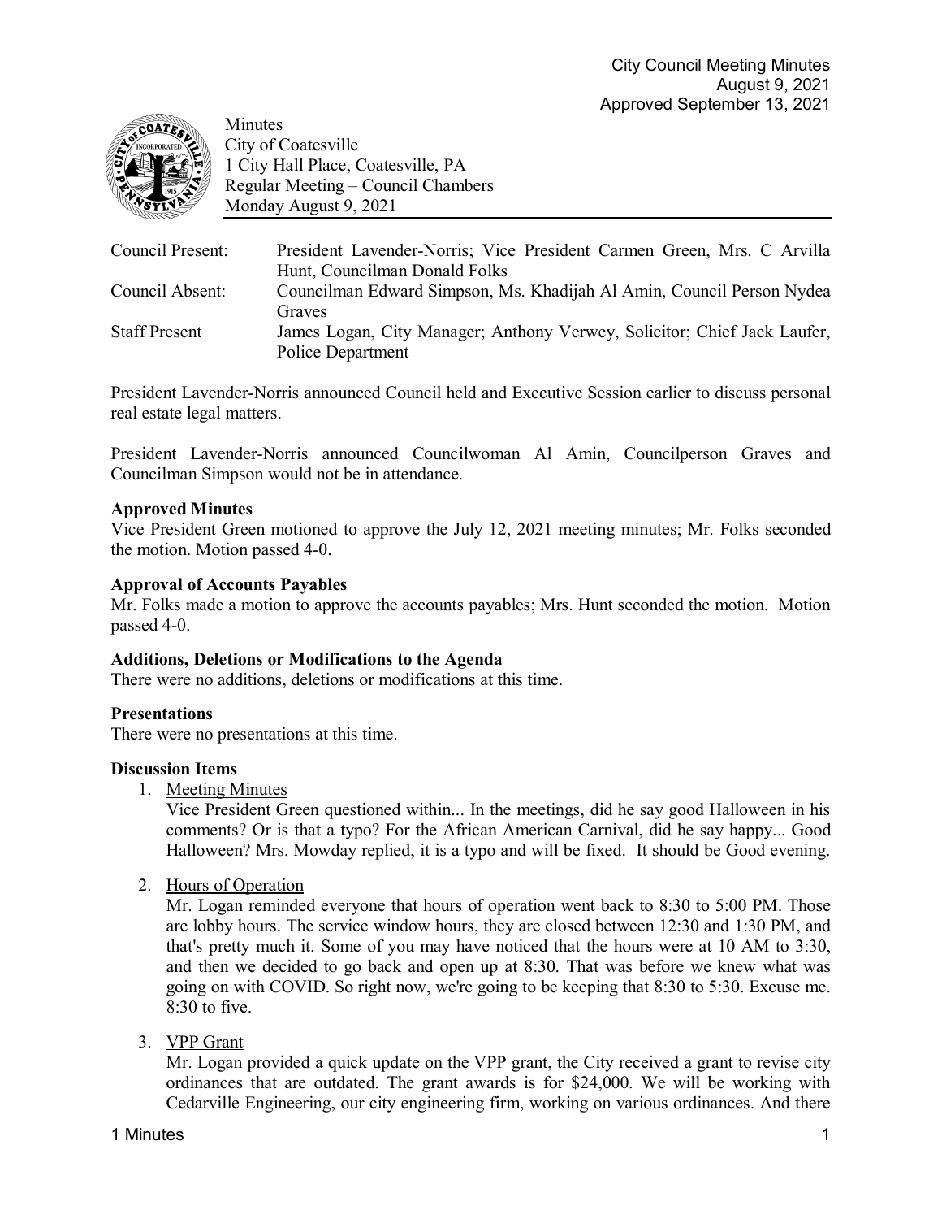City Council Meeting Minutes
August 9, 2021
Approved September 13, 2021

Minutes
City of Coatesville
1 City Hall Place, Coatesville, PA
Regular Meeting – Council Chambers
Monday August 9, 2021

| | |
|---|---|
| Council Present: | President Lavender-Norris; Vice President Carmen Green, Mrs. C Arvilla Hunt, Councilman Donald Folks |
| Council Absent: | Councilman Edward Simpson, Ms. Khadijah Al Amin, Council Person Nydea Graves |
| Staff Present | James Logan, City Manager; Anthony Verwey, Solicitor; Chief Jack Laufer, Police Department |

President Lavender-Norris announced Council held and Executive Session earlier to discuss personal real estate legal matters.

President Lavender-Norris announced Councilwoman Al Amin, Councilperson Graves and Councilman Simpson would not be in attendance.

**Approved Minutes**
Vice President Green motioned to approve the July 12, 2021 meeting minutes; Mr. Folks seconded the motion. Motion passed 4-0.

**Approval of Accounts Payables**
Mr. Folks made a motion to approve the accounts payables; Mrs. Hunt seconded the motion. Motion passed 4-0.

**Additions, Deletions or Modifications to the Agenda**
There were no additions, deletions or modifications at this time.

**Presentations**
There were no presentations at this time.

**Discussion Items**

1. Meeting Minutes
   Vice President Green questioned within... In the meetings, did he say good Halloween in his comments? Or is that a typo? For the African American Carnival, did he say happy... Good Halloween? Mrs. Mowday replied, it is a typo and will be fixed. It should be Good evening.

2. Hours of Operation
   Mr. Logan reminded everyone that hours of operation went back to 8:30 to 5:00 PM. Those are lobby hours. The service window hours, they are closed between 12:30 and 1:30 PM, and that's pretty much it. Some of you may have noticed that the hours were at 10 AM to 3:30, and then we decided to go back and open up at 8:30. That was before we knew what was going on with COVID. So right now, we're going to be keeping that 8:30 to 5:30. Excuse me. 8:30 to five.

3. VPP Grant
   Mr. Logan provided a quick update on the VPP grant, the City received a grant to revise city ordinances that are outdated. The grant awards is for $24,000. We will be working with Cedarville Engineering, our city engineering firm, working on various ordinances. And there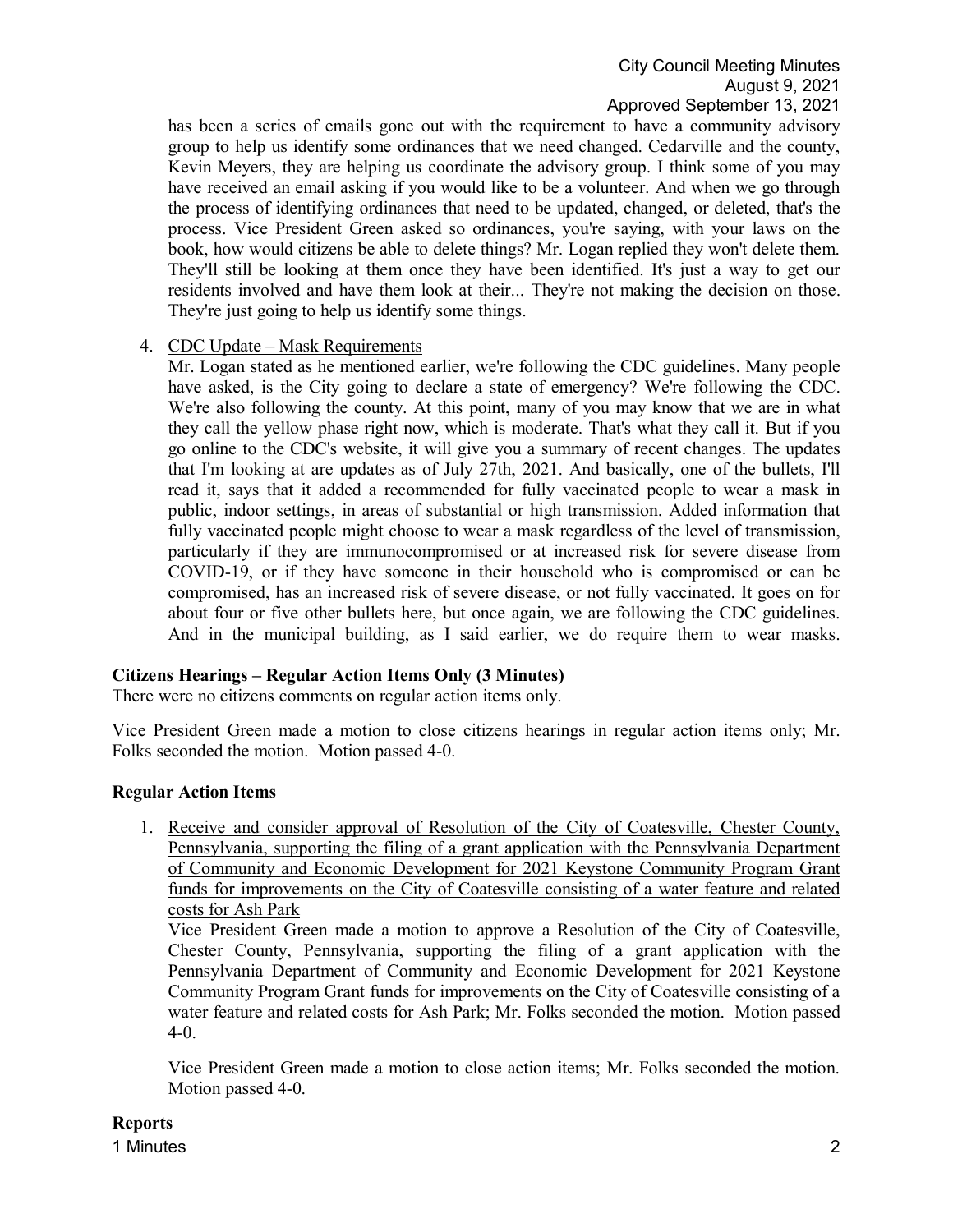has been a series of emails gone out with the requirement to have a community advisory group to help us identify some ordinances that we need changed. Cedarville and the county, Kevin Meyers, they are helping us coordinate the advisory group. I think some of you may have received an email asking if you would like to be a volunteer. And when we go through the process of identifying ordinances that need to be updated, changed, or deleted, that's the process. Vice President Green asked so ordinances, you're saying, with your laws on the book, how would citizens be able to delete things? Mr. Logan replied they won't delete them. They'll still be looking at them once they have been identified. It's just a way to get our residents involved and have them look at their... They're not making the decision on those. They're just going to help us identify some things.

4. CDC Update – Mask Requirements
   Mr. Logan stated as he mentioned earlier, we're following the CDC guidelines. Many people have asked, is the City going to declare a state of emergency? We're following the CDC. We're also following the county. At this point, many of you may know that we are in what they call the yellow phase right now, which is moderate. That's what they call it. But if you go online to the CDC's website, it will give you a summary of recent changes. The updates that I'm looking at are updates as of July 27th, 2021. And basically, one of the bullets, I'll read it, says that it added a recommended for fully vaccinated people to wear a mask in public, indoor settings, in areas of substantial or high transmission. Added information that fully vaccinated people might choose to wear a mask regardless of the level of transmission, particularly if they are immunocompromised or at increased risk for severe disease from COVID-19, or if they have someone in their household who is compromised or can be compromised, has an increased risk of severe disease, or not fully vaccinated. It goes on for about four or five other bullets here, but once again, we are following the CDC guidelines. And in the municipal building, as I said earlier, we do require them to wear masks.

**Citizens Hearings – Regular Action Items Only (3 Minutes)**
There were no citizens comments on regular action items only.

Vice President Green made a motion to close citizens hearings in regular action items only; Mr. Folks seconded the motion. Motion passed 4-0.

**Regular Action Items**

1. Receive and consider approval of Resolution of the City of Coatesville, Chester County, Pennsylvania, supporting the filing of a grant application with the Pennsylvania Department of Community and Economic Development for 2021 Keystone Community Program Grant funds for improvements on the City of Coatesville consisting of a water feature and related costs for Ash Park
   Vice President Green made a motion to approve a Resolution of the City of Coatesville, Chester County, Pennsylvania, supporting the filing of a grant application with the Pennsylvania Department of Community and Economic Development for 2021 Keystone Community Program Grant funds for improvements on the City of Coatesville consisting of a water feature and related costs for Ash Park; Mr. Folks seconded the motion. Motion passed 4-0.

   Vice President Green made a motion to close action items; Mr. Folks seconded the motion. Motion passed 4-0.

**Reports**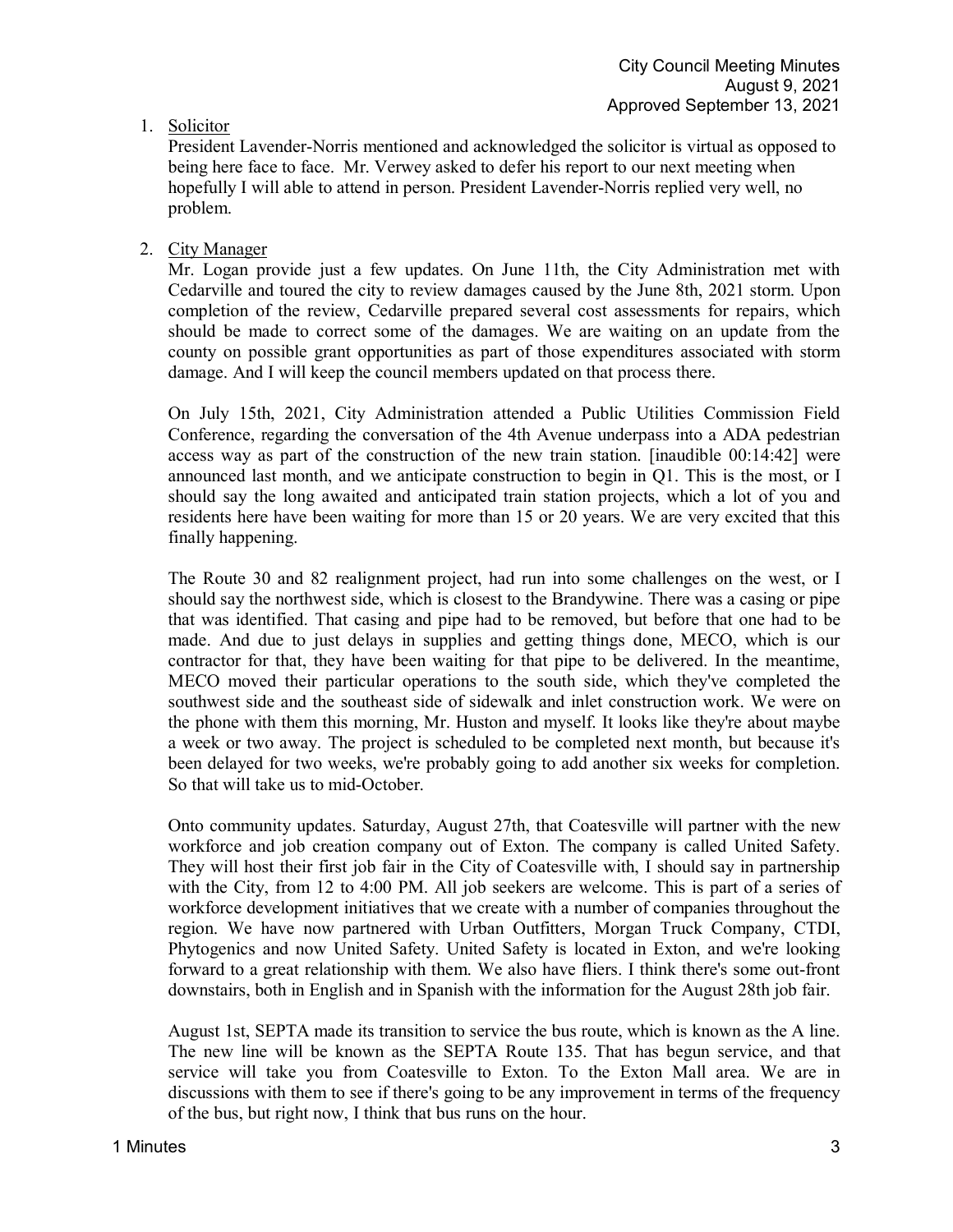1. Solicitor

   President Lavender-Norris mentioned and acknowledged the solicitor is virtual as opposed to being here face to face. Mr. Verwey asked to defer his report to our next meeting when hopefully I will able to attend in person. President Lavender-Norris replied very well, no problem.

2. City Manager

   Mr. Logan provide just a few updates. On June 11th, the City Administration met with Cedarville and toured the city to review damages caused by the June 8th, 2021 storm. Upon completion of the review, Cedarville prepared several cost assessments for repairs, which should be made to correct some of the damages. We are waiting on an update from the county on possible grant opportunities as part of those expenditures associated with storm damage. And I will keep the council members updated on that process there.

   On July 15th, 2021, City Administration attended a Public Utilities Commission Field Conference, regarding the conversation of the 4th Avenue underpass into a ADA pedestrian access way as part of the construction of the new train station. [inaudible 00:14:42] were announced last month, and we anticipate construction to begin in Q1. This is the most, or I should say the long awaited and anticipated train station projects, which a lot of you and residents here have been waiting for more than 15 or 20 years. We are very excited that this finally happening.

   The Route 30 and 82 realignment project, had run into some challenges on the west, or I should say the northwest side, which is closest to the Brandywine. There was a casing or pipe that was identified. That casing and pipe had to be removed, but before that one had to be made. And due to just delays in supplies and getting things done, MECO, which is our contractor for that, they have been waiting for that pipe to be delivered. In the meantime, MECO moved their particular operations to the south side, which they've completed the southwest side and the southeast side of sidewalk and inlet construction work. We were on the phone with them this morning, Mr. Huston and myself. It looks like they're about maybe a week or two away. The project is scheduled to be completed next month, but because it's been delayed for two weeks, we're probably going to add another six weeks for completion. So that will take us to mid-October.

   Onto community updates. Saturday, August 27th, that Coatesville will partner with the new workforce and job creation company out of Exton. The company is called United Safety. They will host their first job fair in the City of Coatesville with, I should say in partnership with the City, from 12 to 4:00 PM. All job seekers are welcome. This is part of a series of workforce development initiatives that we create with a number of companies throughout the region. We have now partnered with Urban Outfitters, Morgan Truck Company, CTDI, Phytogenics and now United Safety. United Safety is located in Exton, and we're looking forward to a great relationship with them. We also have fliers. I think there's some out-front downstairs, both in English and in Spanish with the information for the August 28th job fair.

   August 1st, SEPTA made its transition to service the bus route, which is known as the A line. The new line will be known as the SEPTA Route 135. That has begun service, and that service will take you from Coatesville to Exton. To the Exton Mall area. We are in discussions with them to see if there's going to be any improvement in terms of the frequency of the bus, but right now, I think that bus runs on the hour.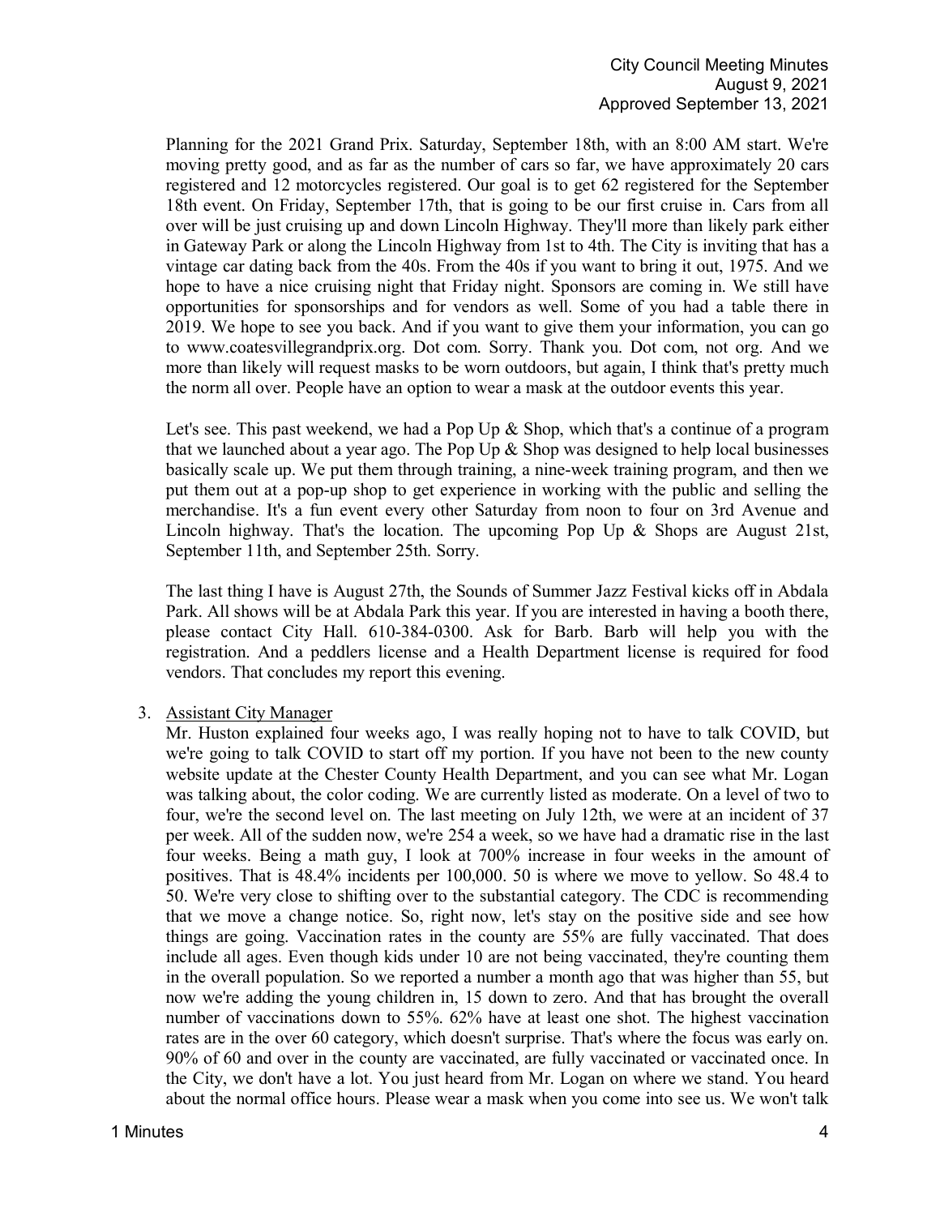Planning for the 2021 Grand Prix. Saturday, September 18th, with an 8:00 AM start. We're moving pretty good, and as far as the number of cars so far, we have approximately 20 cars registered and 12 motorcycles registered. Our goal is to get 62 registered for the September 18th event. On Friday, September 17th, that is going to be our first cruise in. Cars from all over will be just cruising up and down Lincoln Highway. They'll more than likely park either in Gateway Park or along the Lincoln Highway from 1st to 4th. The City is inviting that has a vintage car dating back from the 40s. From the 40s if you want to bring it out, 1975. And we hope to have a nice cruising night that Friday night. Sponsors are coming in. We still have opportunities for sponsorships and for vendors as well. Some of you had a table there in 2019. We hope to see you back. And if you want to give them your information, you can go to www.coatesvillegrandprix.org. Dot com. Sorry. Thank you. Dot com, not org. And we more than likely will request masks to be worn outdoors, but again, I think that's pretty much the norm all over. People have an option to wear a mask at the outdoor events this year.

Let's see. This past weekend, we had a Pop Up & Shop, which that's a continue of a program that we launched about a year ago. The Pop Up & Shop was designed to help local businesses basically scale up. We put them through training, a nine-week training program, and then we put them out at a pop-up shop to get experience in working with the public and selling the merchandise. It's a fun event every other Saturday from noon to four on 3rd Avenue and Lincoln highway. That's the location. The upcoming Pop Up & Shops are August 21st, September 11th, and September 25th. Sorry.

The last thing I have is August 27th, the Sounds of Summer Jazz Festival kicks off in Abdala Park. All shows will be at Abdala Park this year. If you are interested in having a booth there, please contact City Hall. 610-384-0300. Ask for Barb. Barb will help you with the registration. And a peddlers license and a Health Department license is required for food vendors. That concludes my report this evening.

3. Assistant City Manager

Mr. Huston explained four weeks ago, I was really hoping not to have to talk COVID, but we're going to talk COVID to start off my portion. If you have not been to the new county website update at the Chester County Health Department, and you can see what Mr. Logan was talking about, the color coding. We are currently listed as moderate. On a level of two to four, we're the second level on. The last meeting on July 12th, we were at an incident of 37 per week. All of the sudden now, we're 254 a week, so we have had a dramatic rise in the last four weeks. Being a math guy, I look at 700% increase in four weeks in the amount of positives. That is 48.4% incidents per 100,000. 50 is where we move to yellow. So 48.4 to 50. We're very close to shifting over to the substantial category. The CDC is recommending that we move a change notice. So, right now, let's stay on the positive side and see how things are going. Vaccination rates in the county are 55% are fully vaccinated. That does include all ages. Even though kids under 10 are not being vaccinated, they're counting them in the overall population. So we reported a number a month ago that was higher than 55, but now we're adding the young children in, 15 down to zero. And that has brought the overall number of vaccinations down to 55%. 62% have at least one shot. The highest vaccination rates are in the over 60 category, which doesn't surprise. That's where the focus was early on. 90% of 60 and over in the county are vaccinated, are fully vaccinated or vaccinated once. In the City, we don't have a lot. You just heard from Mr. Logan on where we stand. You heard about the normal office hours. Please wear a mask when you come into see us. We won't talk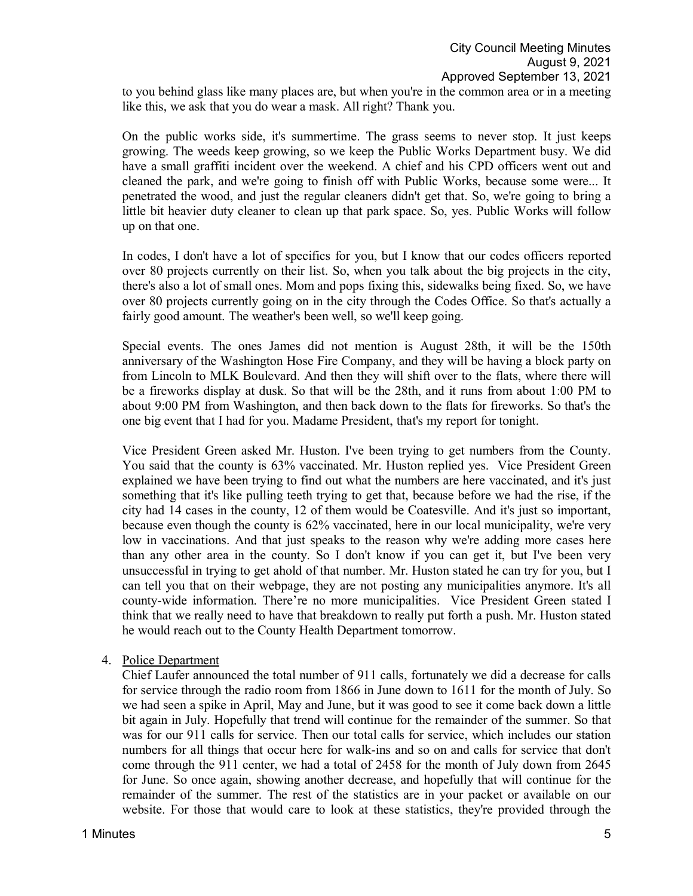to you behind glass like many places are, but when you're in the common area or in a meeting like this, we ask that you do wear a mask. All right? Thank you.

On the public works side, it's summertime. The grass seems to never stop. It just keeps growing. The weeds keep growing, so we keep the Public Works Department busy. We did have a small graffiti incident over the weekend. A chief and his CPD officers went out and cleaned the park, and we're going to finish off with Public Works, because some were... It penetrated the wood, and just the regular cleaners didn't get that. So, we're going to bring a little bit heavier duty cleaner to clean up that park space. So, yes. Public Works will follow up on that one.

In codes, I don't have a lot of specifics for you, but I know that our codes officers reported over 80 projects currently on their list. So, when you talk about the big projects in the city, there's also a lot of small ones. Mom and pops fixing this, sidewalks being fixed. So, we have over 80 projects currently going on in the city through the Codes Office. So that's actually a fairly good amount. The weather's been well, so we'll keep going.

Special events. The ones James did not mention is August 28th, it will be the 150th anniversary of the Washington Hose Fire Company, and they will be having a block party on from Lincoln to MLK Boulevard. And then they will shift over to the flats, where there will be a fireworks display at dusk. So that will be the 28th, and it runs from about 1:00 PM to about 9:00 PM from Washington, and then back down to the flats for fireworks. So that's the one big event that I had for you. Madame President, that's my report for tonight.

Vice President Green asked Mr. Huston. I've been trying to get numbers from the County. You said that the county is 63% vaccinated. Mr. Huston replied yes. Vice President Green explained we have been trying to find out what the numbers are here vaccinated, and it's just something that it's like pulling teeth trying to get that, because before we had the rise, if the city had 14 cases in the county, 12 of them would be Coatesville. And it's just so important, because even though the county is 62% vaccinated, here in our local municipality, we're very low in vaccinations. And that just speaks to the reason why we're adding more cases here than any other area in the county. So I don't know if you can get it, but I've been very unsuccessful in trying to get ahold of that number. Mr. Huston stated he can try for you, but I can tell you that on their webpage, they are not posting any municipalities anymore. It's all county-wide information. There're no more municipalities. Vice President Green stated I think that we really need to have that breakdown to really put forth a push. Mr. Huston stated he would reach out to the County Health Department tomorrow.

4. Police Department

   Chief Laufer announced the total number of 911 calls, fortunately we did a decrease for calls for service through the radio room from 1866 in June down to 1611 for the month of July. So we had seen a spike in April, May and June, but it was good to see it come back down a little bit again in July. Hopefully that trend will continue for the remainder of the summer. So that was for our 911 calls for service. Then our total calls for service, which includes our station numbers for all things that occur here for walk-ins and so on and calls for service that don't come through the 911 center, we had a total of 2458 for the month of July down from 2645 for June. So once again, showing another decrease, and hopefully that will continue for the remainder of the summer. The rest of the statistics are in your packet or available on our website. For those that would care to look at these statistics, they're provided through the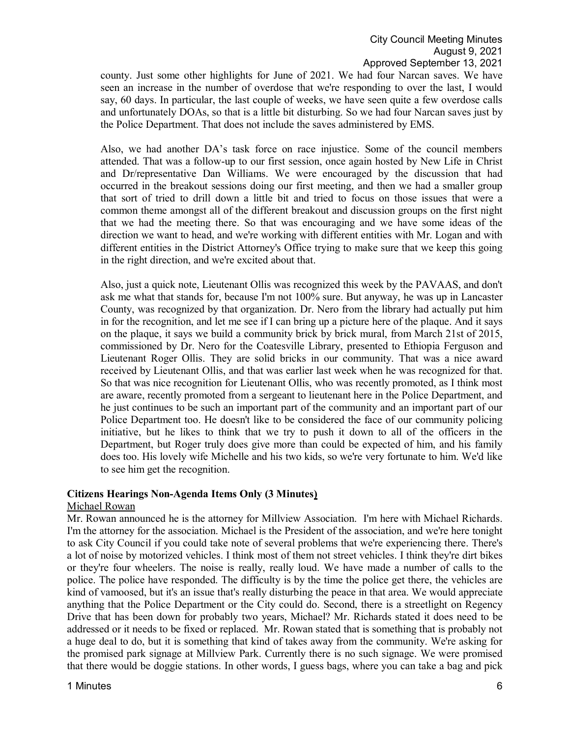county. Just some other highlights for June of 2021. We had four Narcan saves. We have seen an increase in the number of overdose that we're responding to over the last, I would say, 60 days. In particular, the last couple of weeks, we have seen quite a few overdose calls and unfortunately DOAs, so that is a little bit disturbing. So we had four Narcan saves just by the Police Department. That does not include the saves administered by EMS.

Also, we had another DA's task force on race injustice. Some of the council members attended. That was a follow-up to our first session, once again hosted by New Life in Christ and Dr/representative Dan Williams. We were encouraged by the discussion that had occurred in the breakout sessions doing our first meeting, and then we had a smaller group that sort of tried to drill down a little bit and tried to focus on those issues that were a common theme amongst all of the different breakout and discussion groups on the first night that we had the meeting there. So that was encouraging and we have some ideas of the direction we want to head, and we're working with different entities with Mr. Logan and with different entities in the District Attorney's Office trying to make sure that we keep this going in the right direction, and we're excited about that.

Also, just a quick note, Lieutenant Ollis was recognized this week by the PAVAAS, and don't ask me what that stands for, because I'm not 100% sure. But anyway, he was up in Lancaster County, was recognized by that organization. Dr. Nero from the library had actually put him in for the recognition, and let me see if I can bring up a picture here of the plaque. And it says on the plaque, it says we build a community brick by brick mural, from March 21st of 2015, commissioned by Dr. Nero for the Coatesville Library, presented to Ethiopia Ferguson and Lieutenant Roger Ollis. They are solid bricks in our community. That was a nice award received by Lieutenant Ollis, and that was earlier last week when he was recognized for that. So that was nice recognition for Lieutenant Ollis, who was recently promoted, as I think most are aware, recently promoted from a sergeant to lieutenant here in the Police Department, and he just continues to be such an important part of the community and an important part of our Police Department too. He doesn't like to be considered the face of our community policing initiative, but he likes to think that we try to push it down to all of the officers in the Department, but Roger truly does give more than could be expected of him, and his family does too. His lovely wife Michelle and his two kids, so we're very fortunate to him. We'd like to see him get the recognition.

**Citizens Hearings Non-Agenda Items Only (3 Minutes)**

Michael Rowan

Mr. Rowan announced he is the attorney for Millview Association. I'm here with Michael Richards. I'm the attorney for the association. Michael is the President of the association, and we're here tonight to ask City Council if you could take note of several problems that we're experiencing there. There's a lot of noise by motorized vehicles. I think most of them not street vehicles. I think they're dirt bikes or they're four wheelers. The noise is really, really loud. We have made a number of calls to the police. The police have responded. The difficulty is by the time the police get there, the vehicles are kind of vamoosed, but it's an issue that's really disturbing the peace in that area. We would appreciate anything that the Police Department or the City could do. Second, there is a streetlight on Regency Drive that has been down for probably two years, Michael? Mr. Richards stated it does need to be addressed or it needs to be fixed or replaced. Mr. Rowan stated that is something that is probably not a huge deal to do, but it is something that kind of takes away from the community. We're asking for the promised park signage at Millview Park. Currently there is no such signage. We were promised that there would be doggie stations. In other words, I guess bags, where you can take a bag and pick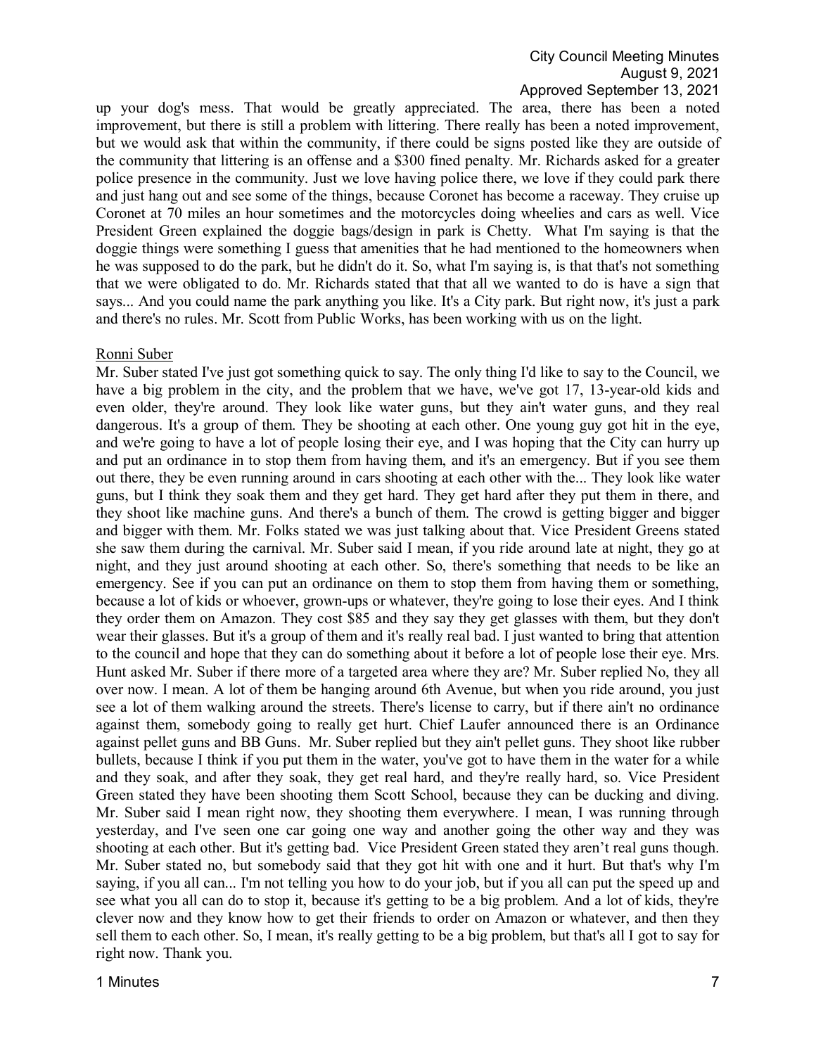up your dog's mess. That would be greatly appreciated. The area, there has been a noted improvement, but there is still a problem with littering. There really has been a noted improvement, but we would ask that within the community, if there could be signs posted like they are outside of the community that littering is an offense and a $300 fined penalty. Mr. Richards asked for a greater police presence in the community. Just we love having police there, we love if they could park there and just hang out and see some of the things, because Coronet has become a raceway. They cruise up Coronet at 70 miles an hour sometimes and the motorcycles doing wheelies and cars as well. Vice President Green explained the doggie bags/design in park is Chetty. What I'm saying is that the doggie things were something I guess that amenities that he had mentioned to the homeowners when he was supposed to do the park, but he didn't do it. So, what I'm saying is, is that that's not something that we were obligated to do. Mr. Richards stated that that all we wanted to do is have a sign that says... And you could name the park anything you like. It's a City park. But right now, it's just a park and there's no rules. Mr. Scott from Public Works, has been working with us on the light.

<u>Ronni Suber</u>

Mr. Suber stated I've just got something quick to say. The only thing I'd like to say to the Council, we have a big problem in the city, and the problem that we have, we've got 17, 13-year-old kids and even older, they're around. They look like water guns, but they ain't water guns, and they real dangerous. It's a group of them. They be shooting at each other. One young guy got hit in the eye, and we're going to have a lot of people losing their eye, and I was hoping that the City can hurry up and put an ordinance in to stop them from having them, and it's an emergency. But if you see them out there, they be even running around in cars shooting at each other with the... They look like water guns, but I think they soak them and they get hard. They get hard after they put them in there, and they shoot like machine guns. And there's a bunch of them. The crowd is getting bigger and bigger and bigger with them. Mr. Folks stated we was just talking about that. Vice President Greens stated she saw them during the carnival. Mr. Suber said I mean, if you ride around late at night, they go at night, and they just around shooting at each other. So, there's something that needs to be like an emergency. See if you can put an ordinance on them to stop them from having them or something, because a lot of kids or whoever, grown-ups or whatever, they're going to lose their eyes. And I think they order them on Amazon. They cost $85 and they say they get glasses with them, but they don't wear their glasses. But it's a group of them and it's really real bad. I just wanted to bring that attention to the council and hope that they can do something about it before a lot of people lose their eye. Mrs. Hunt asked Mr. Suber if there more of a targeted area where they are? Mr. Suber replied No, they all over now. I mean. A lot of them be hanging around 6th Avenue, but when you ride around, you just see a lot of them walking around the streets. There's license to carry, but if there ain't no ordinance against them, somebody going to really get hurt. Chief Laufer announced there is an Ordinance against pellet guns and BB Guns. Mr. Suber replied but they ain't pellet guns. They shoot like rubber bullets, because I think if you put them in the water, you've got to have them in the water for a while and they soak, and after they soak, they get real hard, and they're really hard, so. Vice President Green stated they have been shooting them Scott School, because they can be ducking and diving. Mr. Suber said I mean right now, they shooting them everywhere. I mean, I was running through yesterday, and I've seen one car going one way and another going the other way and they was shooting at each other. But it's getting bad. Vice President Green stated they aren't real guns though. Mr. Suber stated no, but somebody said that they got hit with one and it hurt. But that's why I'm saying, if you all can... I'm not telling you how to do your job, but if you all can put the speed up and see what you all can do to stop it, because it's getting to be a big problem. And a lot of kids, they're clever now and they know how to get their friends to order on Amazon or whatever, and then they sell them to each other. So, I mean, it's really getting to be a big problem, but that's all I got to say for right now. Thank you.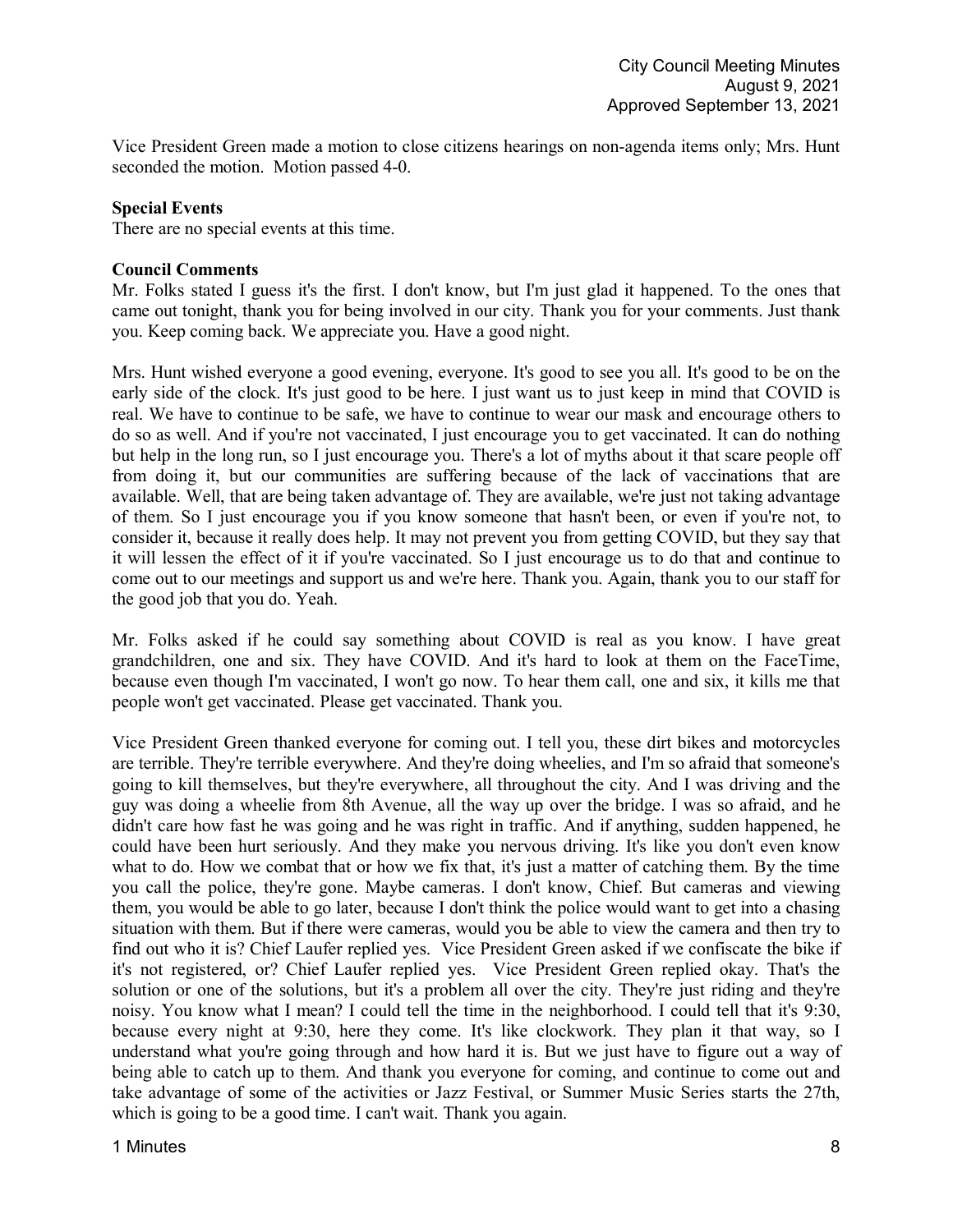Vice President Green made a motion to close citizens hearings on non-agenda items only; Mrs. Hunt seconded the motion. Motion passed 4-0.

**Special Events**

There are no special events at this time.

**Council Comments**

Mr. Folks stated I guess it's the first. I don't know, but I'm just glad it happened. To the ones that came out tonight, thank you for being involved in our city. Thank you for your comments. Just thank you. Keep coming back. We appreciate you. Have a good night.

Mrs. Hunt wished everyone a good evening, everyone. It's good to see you all. It's good to be on the early side of the clock. It's just good to be here. I just want us to just keep in mind that COVID is real. We have to continue to be safe, we have to continue to wear our mask and encourage others to do so as well. And if you're not vaccinated, I just encourage you to get vaccinated. It can do nothing but help in the long run, so I just encourage you. There's a lot of myths about it that scare people off from doing it, but our communities are suffering because of the lack of vaccinations that are available. Well, that are being taken advantage of. They are available, we're just not taking advantage of them. So I just encourage you if you know someone that hasn't been, or even if you're not, to consider it, because it really does help. It may not prevent you from getting COVID, but they say that it will lessen the effect of it if you're vaccinated. So I just encourage us to do that and continue to come out to our meetings and support us and we're here. Thank you. Again, thank you to our staff for the good job that you do. Yeah.

Mr. Folks asked if he could say something about COVID is real as you know. I have great grandchildren, one and six. They have COVID. And it's hard to look at them on the FaceTime, because even though I'm vaccinated, I won't go now. To hear them call, one and six, it kills me that people won't get vaccinated. Please get vaccinated. Thank you.

Vice President Green thanked everyone for coming out. I tell you, these dirt bikes and motorcycles are terrible. They're terrible everywhere. And they're doing wheelies, and I'm so afraid that someone's going to kill themselves, but they're everywhere, all throughout the city. And I was driving and the guy was doing a wheelie from 8th Avenue, all the way up over the bridge. I was so afraid, and he didn't care how fast he was going and he was right in traffic. And if anything, sudden happened, he could have been hurt seriously. And they make you nervous driving. It's like you don't even know what to do. How we combat that or how we fix that, it's just a matter of catching them. By the time you call the police, they're gone. Maybe cameras. I don't know, Chief. But cameras and viewing them, you would be able to go later, because I don't think the police would want to get into a chasing situation with them. But if there were cameras, would you be able to view the camera and then try to find out who it is? Chief Laufer replied yes. Vice President Green asked if we confiscate the bike if it's not registered, or? Chief Laufer replied yes. Vice President Green replied okay. That's the solution or one of the solutions, but it's a problem all over the city. They're just riding and they're noisy. You know what I mean? I could tell the time in the neighborhood. I could tell that it's 9:30, because every night at 9:30, here they come. It's like clockwork. They plan it that way, so I understand what you're going through and how hard it is. But we just have to figure out a way of being able to catch up to them. And thank you everyone for coming, and continue to come out and take advantage of some of the activities or Jazz Festival, or Summer Music Series starts the 27th, which is going to be a good time. I can't wait. Thank you again.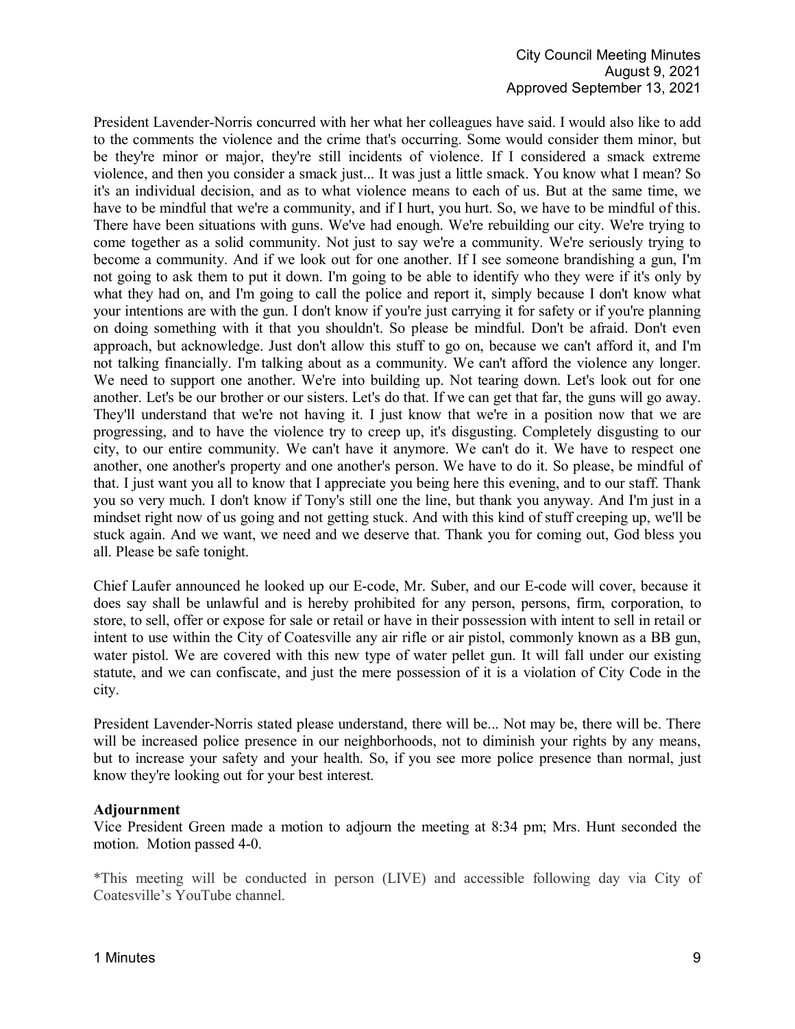President Lavender-Norris concurred with her what her colleagues have said. I would also like to add to the comments the violence and the crime that's occurring. Some would consider them minor, but be they're minor or major, they're still incidents of violence. If I considered a smack extreme violence, and then you consider a smack just... It was just a little smack. You know what I mean? So it's an individual decision, and as to what violence means to each of us. But at the same time, we have to be mindful that we're a community, and if I hurt, you hurt. So, we have to be mindful of this. There have been situations with guns. We've had enough. We're rebuilding our city. We're trying to come together as a solid community. Not just to say we're a community. We're seriously trying to become a community. And if we look out for one another. If I see someone brandishing a gun, I'm not going to ask them to put it down. I'm going to be able to identify who they were if it's only by what they had on, and I'm going to call the police and report it, simply because I don't know what your intentions are with the gun. I don't know if you're just carrying it for safety or if you're planning on doing something with it that you shouldn't. So please be mindful. Don't be afraid. Don't even approach, but acknowledge. Just don't allow this stuff to go on, because we can't afford it, and I'm not talking financially. I'm talking about as a community. We can't afford the violence any longer. We need to support one another. We're into building up. Not tearing down. Let's look out for one another. Let's be our brother or our sisters. Let's do that. If we can get that far, the guns will go away. They'll understand that we're not having it. I just know that we're in a position now that we are progressing, and to have the violence try to creep up, it's disgusting. Completely disgusting to our city, to our entire community. We can't have it anymore. We can't do it. We have to respect one another, one another's property and one another's person. We have to do it. So please, be mindful of that. I just want you all to know that I appreciate you being here this evening, and to our staff. Thank you so very much. I don't know if Tony's still one the line, but thank you anyway. And I'm just in a mindset right now of us going and not getting stuck. And with this kind of stuff creeping up, we'll be stuck again. And we want, we need and we deserve that. Thank you for coming out, God bless you all. Please be safe tonight.

Chief Laufer announced he looked up our E-code, Mr. Suber, and our E-code will cover, because it does say shall be unlawful and is hereby prohibited for any person, persons, firm, corporation, to store, to sell, offer or expose for sale or retail or have in their possession with intent to sell in retail or intent to use within the City of Coatesville any air rifle or air pistol, commonly known as a BB gun, water pistol. We are covered with this new type of water pellet gun. It will fall under our existing statute, and we can confiscate, and just the mere possession of it is a violation of City Code in the city.

President Lavender-Norris stated please understand, there will be... Not may be, there will be. There will be increased police presence in our neighborhoods, not to diminish your rights by any means, but to increase your safety and your health. So, if you see more police presence than normal, just know they're looking out for your best interest.

**Adjournment**

Vice President Green made a motion to adjourn the meeting at 8:34 pm; Mrs. Hunt seconded the motion. Motion passed 4-0.

*This meeting will be conducted in person (LIVE) and accessible following day via City of Coatesville's YouTube channel.